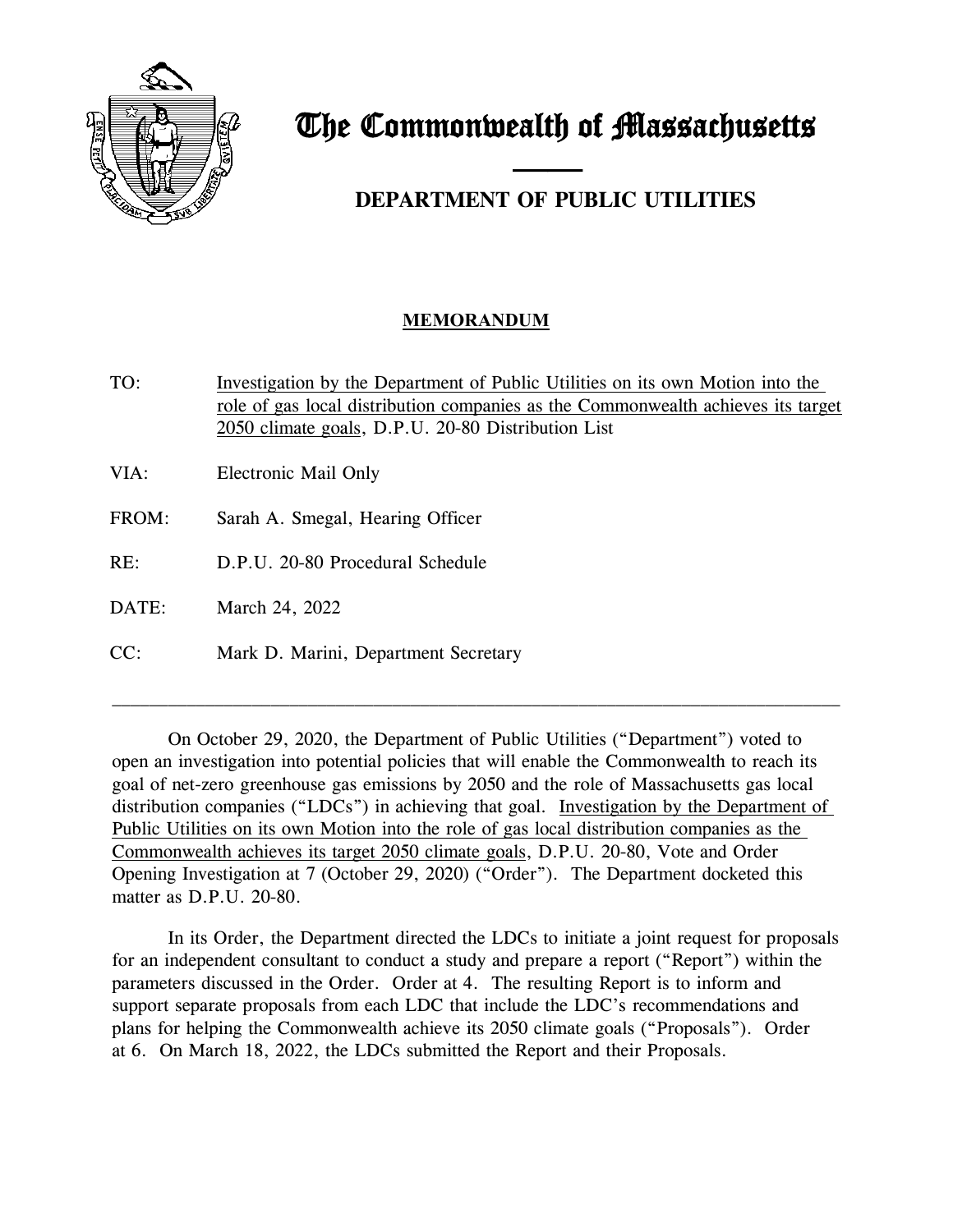# The Commonwealth of Massachusetts

## DEPARTMENT OF PUBLIC UTILITIES

**MEMORANDUM**

TO: Investigation by the Department of Public Utilities on its own Motion into the role of gas local distribution companies as the Commonwealth achieves its target 2050 climate goals, D.P.U. 20-80 Distribution List

VIA: Electronic Mail Only

FROM: Sarah A. Smegal, Hearing Officer

RE: D.P.U. 20-80 Procedural Schedule

DATE: March 24, 2022

CC: Mark D. Marini, Department Secretary

---

On October 29, 2020, the Department of Public Utilities ("Department") voted to open an investigation into potential policies that will enable the Commonwealth to reach its goal of net-zero greenhouse gas emissions by 2050 and the role of Massachusetts gas local distribution companies ("LDCs") in achieving that goal. Investigation by the Department of Public Utilities on its own Motion into the role of gas local distribution companies as the Commonwealth achieves its target 2050 climate goals, D.P.U. 20-80, Vote and Order Opening Investigation at 7 (October 29, 2020) ("Order"). The Department docketed this matter as D.P.U. 20-80.

In its Order, the Department directed the LDCs to initiate a joint request for proposals for an independent consultant to conduct a study and prepare a report ("Report") within the parameters discussed in the Order. Order at 4. The resulting Report is to inform and support separate proposals from each LDC that include the LDC's recommendations and plans for helping the Commonwealth achieve its 2050 climate goals ("Proposals"). Order at 6. On March 18, 2022, the LDCs submitted the Report and their Proposals.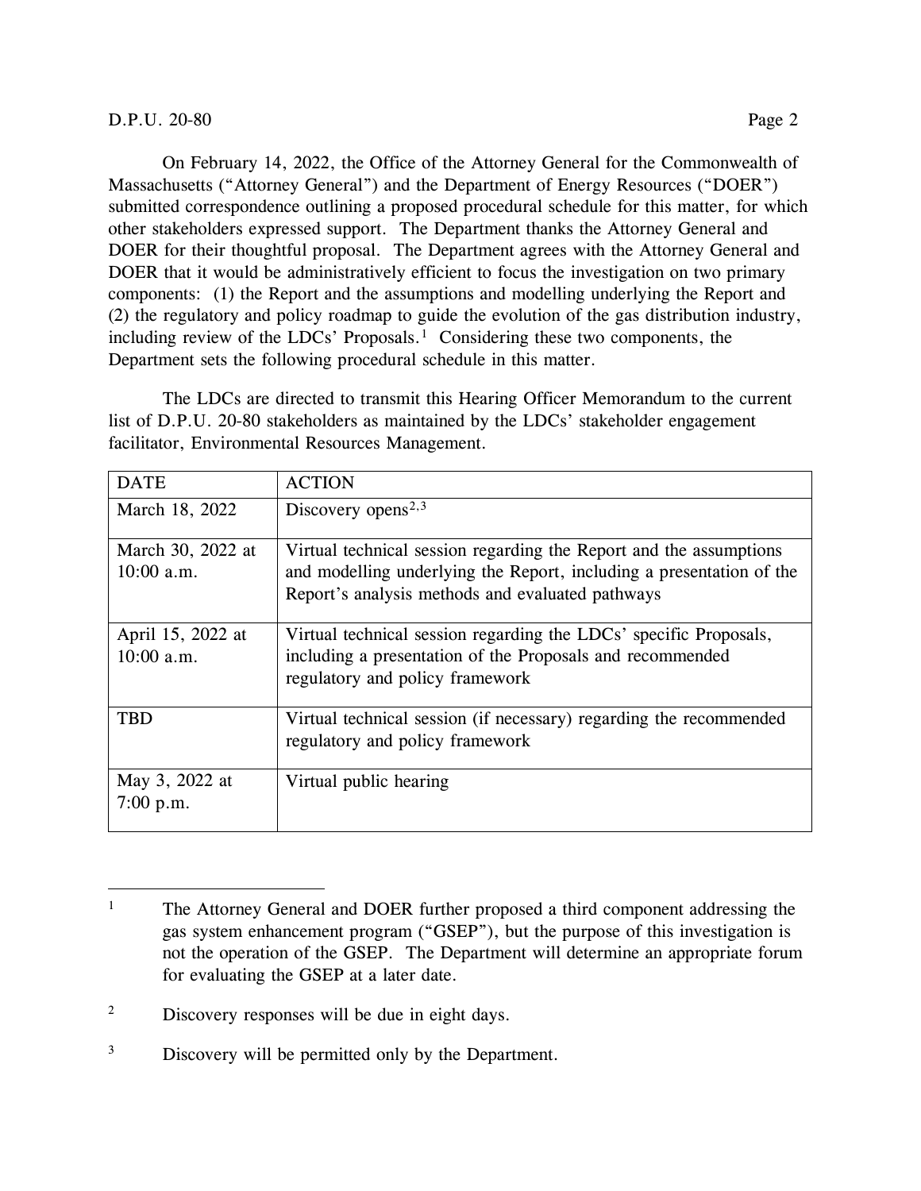On February 14, 2022, the Office of the Attorney General for the Commonwealth of Massachusetts ("Attorney General") and the Department of Energy Resources ("DOER") submitted correspondence outlining a proposed procedural schedule for this matter, for which other stakeholders expressed support. The Department thanks the Attorney General and DOER for their thoughtful proposal. The Department agrees with the Attorney General and DOER that it would be administratively efficient to focus the investigation on two primary components: (1) the Report and the assumptions and modelling underlying the Report and (2) the regulatory and policy roadmap to guide the evolution of the gas distribution industry, including review of the LDCs' Proposals.[1] Considering these two components, the Department sets the following procedural schedule in this matter.

The LDCs are directed to transmit this Hearing Officer Memorandum to the current list of D.P.U. 20-80 stakeholders as maintained by the LDCs' stakeholder engagement facilitator, Environmental Resources Management.

| DATE | ACTION |
| --- | --- |
| March 18, 2022 | Discovery opens[2,3] |
| March 30, 2022 at 10:00 a.m. | Virtual technical session regarding the Report and the assumptions and modelling underlying the Report, including a presentation of the Report's analysis methods and evaluated pathways |
| April 15, 2022 at 10:00 a.m. | Virtual technical session regarding the LDCs' specific Proposals, including a presentation of the Proposals and recommended regulatory and policy framework |
| TBD | Virtual technical session (if necessary) regarding the recommended regulatory and policy framework |
| May 3, 2022 at 7:00 p.m. | Virtual public hearing |

---

[1] The Attorney General and DOER further proposed a third component addressing the gas system enhancement program ("GSEP"), but the purpose of this investigation is not the operation of the GSEP. The Department will determine an appropriate forum for evaluating the GSEP at a later date.

[2] Discovery responses will be due in eight days.

[3] Discovery will be permitted only by the Department.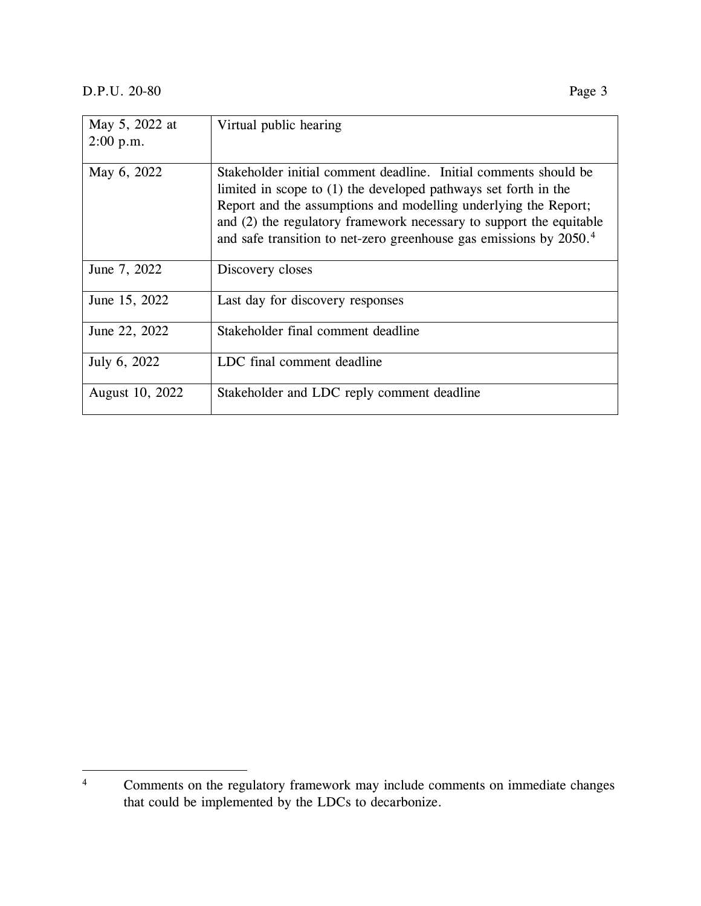| | |
|---|---|
| May 5, 2022 at 2:00 p.m. | Virtual public hearing |
| May 6, 2022 | Stakeholder initial comment deadline. Initial comments should be limited in scope to (1) the developed pathways set forth in the Report and the assumptions and modelling underlying the Report; and (2) the regulatory framework necessary to support the equitable and safe transition to net-zero greenhouse gas emissions by 2050.[4] |
| June 7, 2022 | Discovery closes |
| June 15, 2022 | Last day for discovery responses |
| June 22, 2022 | Stakeholder final comment deadline |
| July 6, 2022 | LDC final comment deadline |
| August 10, 2022 | Stakeholder and LDC reply comment deadline |

[4] Comments on the regulatory framework may include comments on immediate changes that could be implemented by the LDCs to decarbonize.